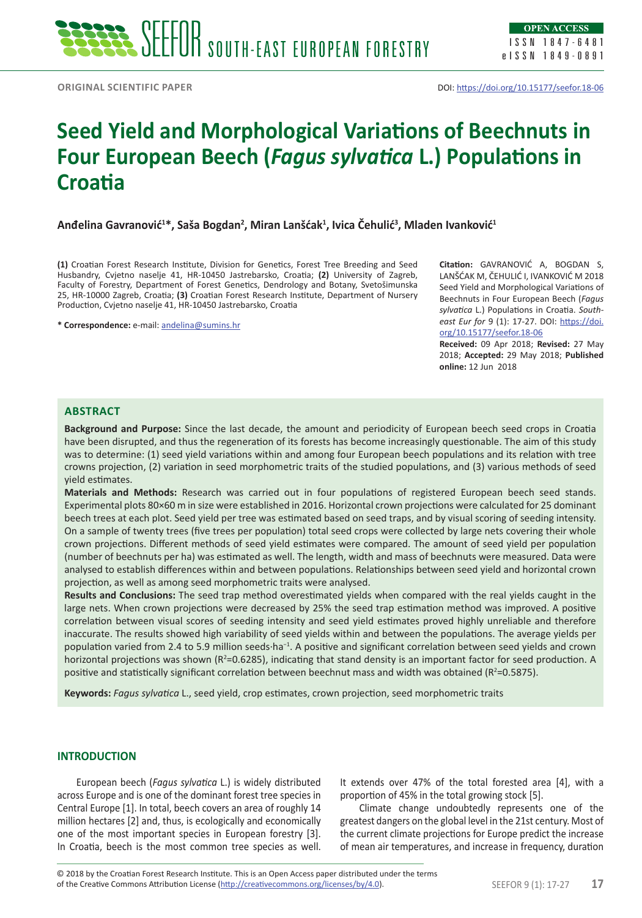ORIGINAL SCIENTIFIC PAPER

DOI: https://doi.org/10.15177/seefor.18-06

# Seed Yield and Morphological Variations of Beechnuts in Four European Beech (*Fagus sylvatica* L.) Populations in Croatia

**Anđelina Gavranović[1]*, Saša Bogdan[2], Miran Lanšćak[1], Ivica Čehulić[3], Mladen Ivanković[1]**

**(1)** Croatian Forest Research Institute, Division for Genetics, Forest Tree Breeding and Seed Husbandry, Cvjetno naselje 41, HR-10450 Jastrebarsko, Croatia; **(2)** University of Zagreb, Faculty of Forestry, Department of Forest Genetics, Dendrology and Botany, Svetošimunska 25, HR-10000 Zagreb, Croatia; **(3)** Croatian Forest Research Institute, Department of Nursery Production, Cvjetno naselje 41, HR-10450 Jastrebarsko, Croatia

**\* Correspondence:** e-mail: andelina@sumins.hr

**Citation:** GAVRANOVIĆ A, BOGDAN S, LANŠĆAK M, ČEHULIĆ I, IVANKOVIĆ M 2018 Seed Yield and Morphological Variations of Beechnuts in Four European Beech (*Fagus sylvatica* L.) Populations in Croatia. *South-east Eur for* 9 (1): 17-27. DOI: https://doi.org/10.15177/seefor.18-06

**Received:** 09 Apr 2018; **Revised:** 27 May 2018; **Accepted:** 29 May 2018; **Published online:** 12 Jun 2018

## ABSTRACT

**Background and Purpose:** Since the last decade, the amount and periodicity of European beech seed crops in Croatia have been disrupted, and thus the regeneration of its forests has become increasingly questionable. The aim of this study was to determine: (1) seed yield variations within and among four European beech populations and its relation with tree crowns projection, (2) variation in seed morphometric traits of the studied populations, and (3) various methods of seed yield estimates.

**Materials and Methods:** Research was carried out in four populations of registered European beech seed stands. Experimental plots 80×60 m in size were established in 2016. Horizontal crown projections were calculated for 25 dominant beech trees at each plot. Seed yield per tree was estimated based on seed traps, and by visual scoring of seeding intensity. On a sample of twenty trees (five trees per population) total seed crops were collected by large nets covering their whole crown projections. Different methods of seed yield estimates were compared. The amount of seed yield per population (number of beechnuts per ha) was estimated as well. The length, width and mass of beechnuts were measured. Data were analysed to establish differences within and between populations. Relationships between seed yield and horizontal crown projection, as well as among seed morphometric traits were analysed.

**Results and Conclusions:** The seed trap method overestimated yields when compared with the real yields caught in the large nets. When crown projections were decreased by 25% the seed trap estimation method was improved. A positive correlation between visual scores of seeding intensity and seed yield estimates proved highly unreliable and therefore inaccurate. The results showed high variability of seed yields within and between the populations. The average yields per population varied from 2.4 to 5.9 million seeds·ha$^{-1}$. A positive and significant correlation between seed yields and crown horizontal projections was shown ($R^2$=0.6285), indicating that stand density is an important factor for seed production. A positive and statistically significant correlation between beechnut mass and width was obtained ($R^2$=0.5875).

**Keywords:** *Fagus sylvatica* L., seed yield, crop estimates, crown projection, seed morphometric traits

## INTRODUCTION

European beech (*Fagus sylvatica* L.) is widely distributed across Europe and is one of the dominant forest tree species in Central Europe [1]. In total, beech covers an area of roughly 14 million hectares [2] and, thus, is ecologically and economically one of the most important species in European forestry [3]. In Croatia, beech is the most common tree species as well. It extends over 47% of the total forested area [4], with a proportion of 45% in the total growing stock [5].

Climate change undoubtedly represents one of the greatest dangers on the global level in the 21st century. Most of the current climate projections for Europe predict the increase of mean air temperatures, and increase in frequency, duration

© 2018 by the Croatian Forest Research Institute. This is an Open Access paper distributed under the terms of the Creative Commons Attribution License (http://creativecommons.org/licenses/by/4.0).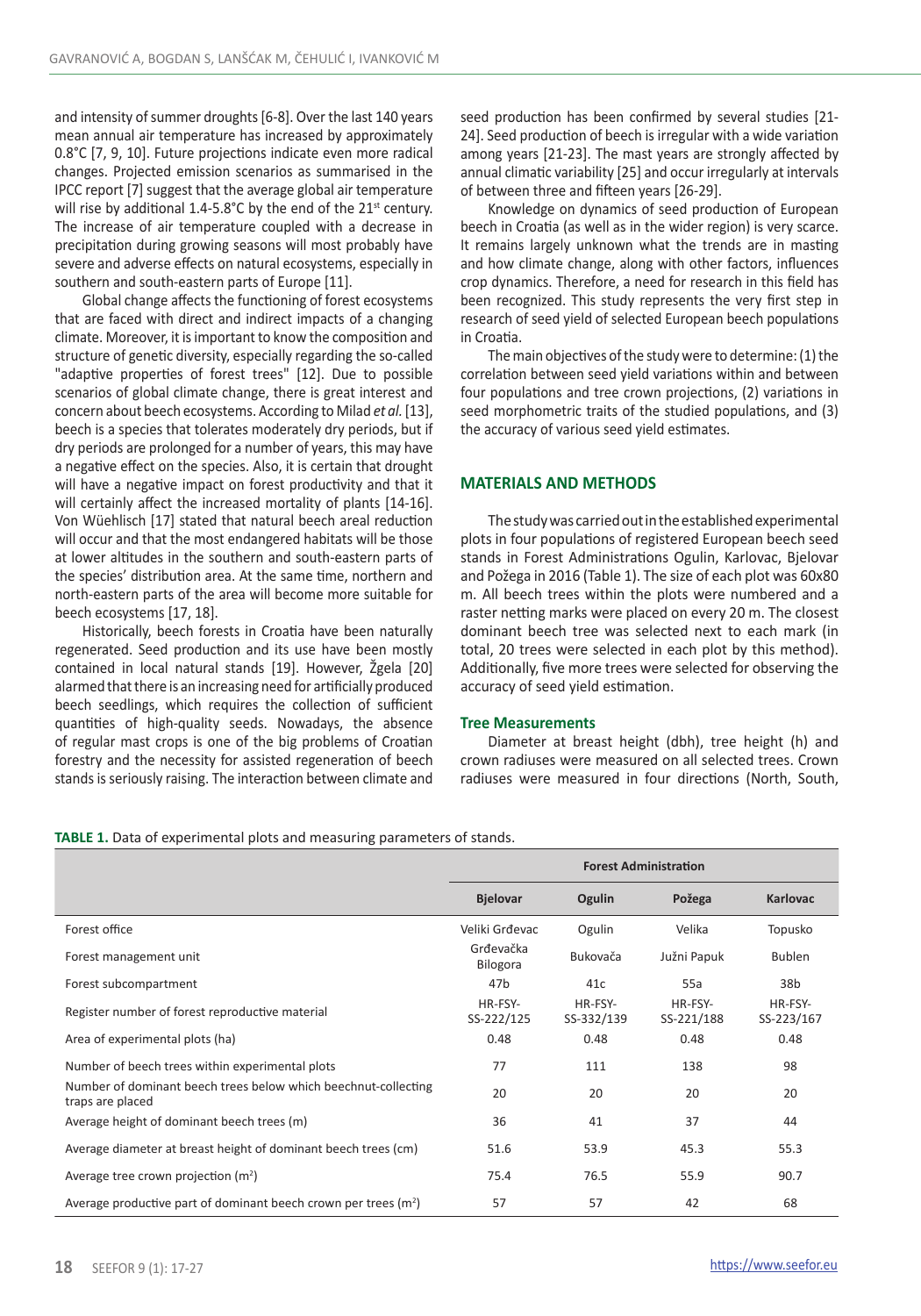and intensity of summer droughts [6-8]. Over the last 140 years mean annual air temperature has increased by approximately 0.8°C [7, 9, 10]. Future projections indicate even more radical changes. Projected emission scenarios as summarised in the IPCC report [7] suggest that the average global air temperature will rise by additional 1.4-5.8°C by the end of the 21st century. The increase of air temperature coupled with a decrease in precipitation during growing seasons will most probably have severe and adverse effects on natural ecosystems, especially in southern and south-eastern parts of Europe [11].

Global change affects the functioning of forest ecosystems that are faced with direct and indirect impacts of a changing climate. Moreover, it is important to know the composition and structure of genetic diversity, especially regarding the so-called "adaptive properties of forest trees" [12]. Due to possible scenarios of global climate change, there is great interest and concern about beech ecosystems. According to Milad *et al.* [13], beech is a species that tolerates moderately dry periods, but if dry periods are prolonged for a number of years, this may have a negative effect on the species. Also, it is certain that drought will have a negative impact on forest productivity and that it will certainly affect the increased mortality of plants [14-16]. Von Wüehlisch [17] stated that natural beech areal reduction will occur and that the most endangered habitats will be those at lower altitudes in the southern and south-eastern parts of the species' distribution area. At the same time, northern and north-eastern parts of the area will become more suitable for beech ecosystems [17, 18].

Historically, beech forests in Croatia have been naturally regenerated. Seed production and its use have been mostly contained in local natural stands [19]. However, Žgela [20] alarmed that there is an increasing need for artificially produced beech seedlings, which requires the collection of sufficient quantities of high-quality seeds. Nowadays, the absence of regular mast crops is one of the big problems of Croatian forestry and the necessity for assisted regeneration of beech stands is seriously raising. The interaction between climate and seed production has been confirmed by several studies [21-24]. Seed production of beech is irregular with a wide variation among years [21-23]. The mast years are strongly affected by annual climatic variability [25] and occur irregularly at intervals of between three and fifteen years [26-29].

Knowledge on dynamics of seed production of European beech in Croatia (as well as in the wider region) is very scarce. It remains largely unknown what the trends are in masting and how climate change, along with other factors, influences crop dynamics. Therefore, a need for research in this field has been recognized. This study represents the very first step in research of seed yield of selected European beech populations in Croatia.

The main objectives of the study were to determine: (1) the correlation between seed yield variations within and between four populations and tree crown projections, (2) variations in seed morphometric traits of the studied populations, and (3) the accuracy of various seed yield estimates.

## MATERIALS AND METHODS

The study was carried out in the established experimental plots in four populations of registered European beech seed stands in Forest Administrations Ogulin, Karlovac, Bjelovar and Požega in 2016 (Table 1). The size of each plot was 60x80 m. All beech trees within the plots were numbered and a raster netting marks were placed on every 20 m. The closest dominant beech tree was selected next to each mark (in total, 20 trees were selected in each plot by this method). Additionally, five more trees were selected for observing the accuracy of seed yield estimation.

### Tree Measurements

Diameter at breast height (dbh), tree height (h) and crown radiuses were measured on all selected trees. Crown radiuses were measured in four directions (North, South,

**TABLE 1.** Data of experimental plots and measuring parameters of stands.

| | Forest Administration | | | |
|---|---|---|---|---|
| | **Bjelovar** | **Ogulin** | **Požega** | **Karlovac** |
| Forest office | Veliki Grđevac | Ogulin | Velika | Topusko |
| Forest management unit | Grđevačka Bilogora | Bukovača | Južni Papuk | Bublen |
| Forest subcompartment | 47b | 41c | 55a | 38b |
| Register number of forest reproductive material | HR-FSY-SS-222/125 | HR-FSY-SS-332/139 | HR-FSY-SS-221/188 | HR-FSY-SS-223/167 |
| Area of experimental plots (ha) | 0.48 | 0.48 | 0.48 | 0.48 |
| Number of beech trees within experimental plots | 77 | 111 | 138 | 98 |
| Number of dominant beech trees below which beechnut-collecting traps are placed | 20 | 20 | 20 | 20 |
| Average height of dominant beech trees (m) | 36 | 41 | 37 | 44 |
| Average diameter at breast height of dominant beech trees (cm) | 51.6 | 53.9 | 45.3 | 55.3 |
| Average tree crown projection (m$^2$) | 75.4 | 76.5 | 55.9 | 90.7 |
| Average productive part of dominant beech crown per trees (m$^2$) | 57 | 57 | 42 | 68 |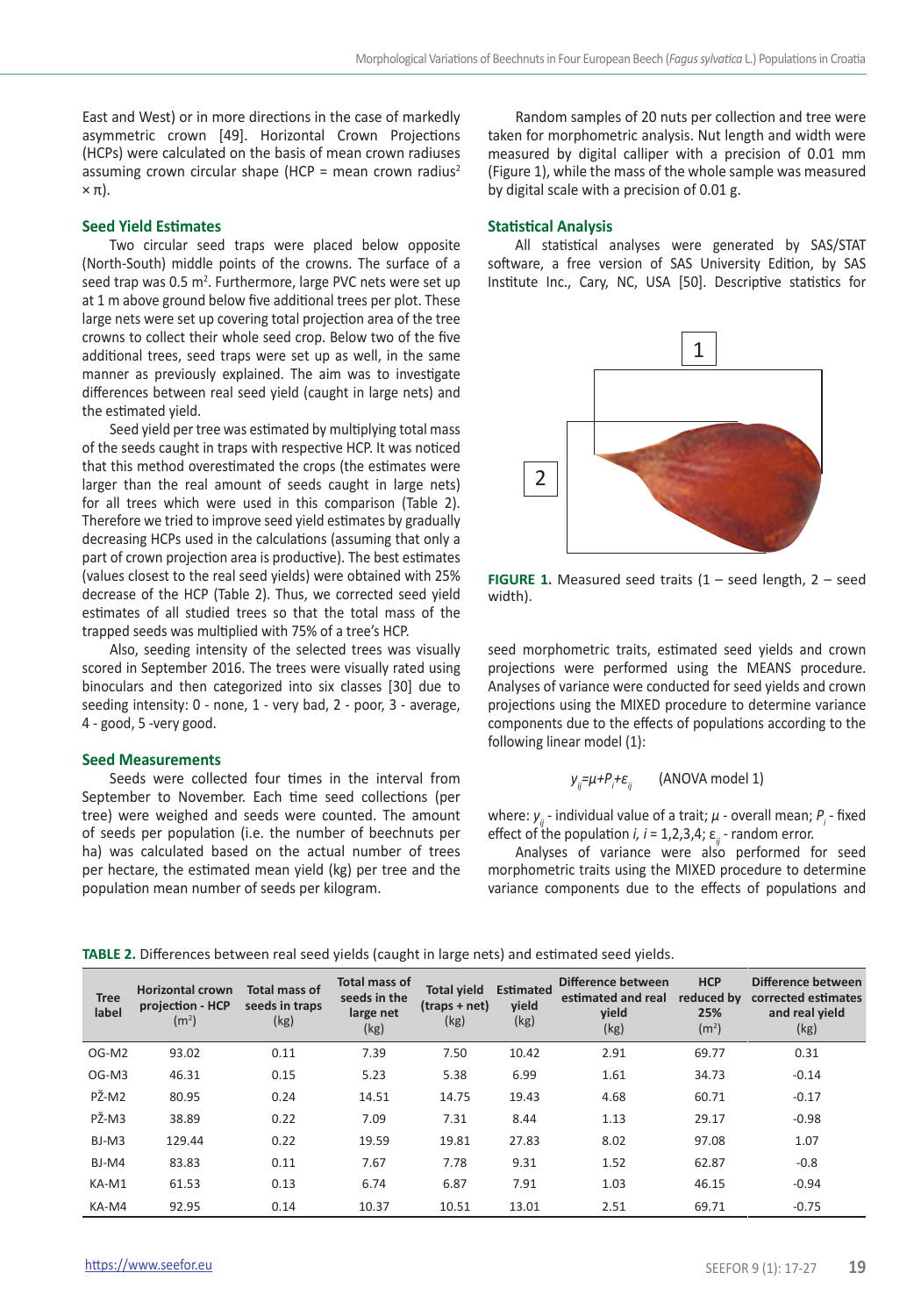East and West) or in more directions in the case of markedly asymmetric crown [49]. Horizontal Crown Projections (HCPs) were calculated on the basis of mean crown radiuses assuming crown circular shape (HCP = mean crown radius$^2$ × π).

### Seed Yield Estimates

Two circular seed traps were placed below opposite (North-South) middle points of the crowns. The surface of a seed trap was 0.5 m$^2$. Furthermore, large PVC nets were set up at 1 m above ground below five additional trees per plot. These large nets were set up covering total projection area of the tree crowns to collect their whole seed crop. Below two of the five additional trees, seed traps were set up as well, in the same manner as previously explained. The aim was to investigate differences between real seed yield (caught in large nets) and the estimated yield.

Seed yield per tree was estimated by multiplying total mass of the seeds caught in traps with respective HCP. It was noticed that this method overestimated the crops (the estimates were larger than the real amount of seeds caught in large nets) for all trees which were used in this comparison (Table 2). Therefore we tried to improve seed yield estimates by gradually decreasing HCPs used in the calculations (assuming that only a part of crown projection area is productive). The best estimates (values closest to the real seed yields) were obtained with 25% decrease of the HCP (Table 2). Thus, we corrected seed yield estimates of all studied trees so that the total mass of the trapped seeds was multiplied with 75% of a tree's HCP.

Also, seeding intensity of the selected trees was visually scored in September 2016. The trees were visually rated using binoculars and then categorized into six classes [30] due to seeding intensity: 0 - none, 1 - very bad, 2 - poor, 3 - average, 4 - good, 5 -very good.

### Seed Measurements

Seeds were collected four times in the interval from September to November. Each time seed collections (per tree) were weighed and seeds were counted. The amount of seeds per population (i.e. the number of beechnuts per ha) was calculated based on the actual number of trees per hectare, the estimated mean yield (kg) per tree and the population mean number of seeds per kilogram.

Random samples of 20 nuts per collection and tree were taken for morphometric analysis. Nut length and width were measured by digital calliper with a precision of 0.01 mm (Figure 1), while the mass of the whole sample was measured by digital scale with a precision of 0.01 g.

### Statistical Analysis

All statistical analyses were generated by SAS/STAT software, a free version of SAS University Edition, by SAS Institute Inc., Cary, NC, USA [50]. Descriptive statistics for seed morphometric traits, estimated seed yields and crown projections were performed using the MEANS procedure. Analyses of variance were conducted for seed yields and crown projections using the MIXED procedure to determine variance components due to the effects of populations according to the following linear model (1):

$$y_{ij}=\mu+P_i+\varepsilon_{ij} \qquad \text{(ANOVA model 1)}$$

where: $y_{ij}$ - individual value of a trait; $\mu$ - overall mean; $P_i$ - fixed effect of the population $i$, $i$ = 1,2,3,4; $\varepsilon_{ij}$ - random error.

Analyses of variance were also performed for seed morphometric traits using the MIXED procedure to determine variance components due to the effects of populations and

**FIGURE 1.** Measured seed traits (1 – seed length, 2 – seed width).

**TABLE 2.** Differences between real seed yields (caught in large nets) and estimated seed yields.

| Tree label | Horizontal crown projection - HCP (m$^2$) | Total mass of seeds in traps (kg) | Total mass of seeds in the large net (kg) | Total yield (traps + net) (kg) | Estimated yield (kg) | Difference between estimated and real yield (kg) | HCP reduced by 25% (m$^2$) | Difference between corrected estimates and real yield (kg) |
|---|---|---|---|---|---|---|---|---|
| OG-M2 | 93.02 | 0.11 | 7.39 | 7.50 | 10.42 | 2.91 | 69.77 | 0.31 |
| OG-M3 | 46.31 | 0.15 | 5.23 | 5.38 | 6.99 | 1.61 | 34.73 | -0.14 |
| PŽ-M2 | 80.95 | 0.24 | 14.51 | 14.75 | 19.43 | 4.68 | 60.71 | -0.17 |
| PŽ-M3 | 38.89 | 0.22 | 7.09 | 7.31 | 8.44 | 1.13 | 29.17 | -0.98 |
| BJ-M3 | 129.44 | 0.22 | 19.59 | 19.81 | 27.83 | 8.02 | 97.08 | 1.07 |
| BJ-M4 | 83.83 | 0.11 | 7.67 | 7.78 | 9.31 | 1.52 | 62.87 | -0.8 |
| KA-M1 | 61.53 | 0.13 | 6.74 | 6.87 | 7.91 | 1.03 | 46.15 | -0.94 |
| KA-M4 | 92.95 | 0.14 | 10.37 | 10.51 | 13.01 | 2.51 | 69.71 | -0.75 |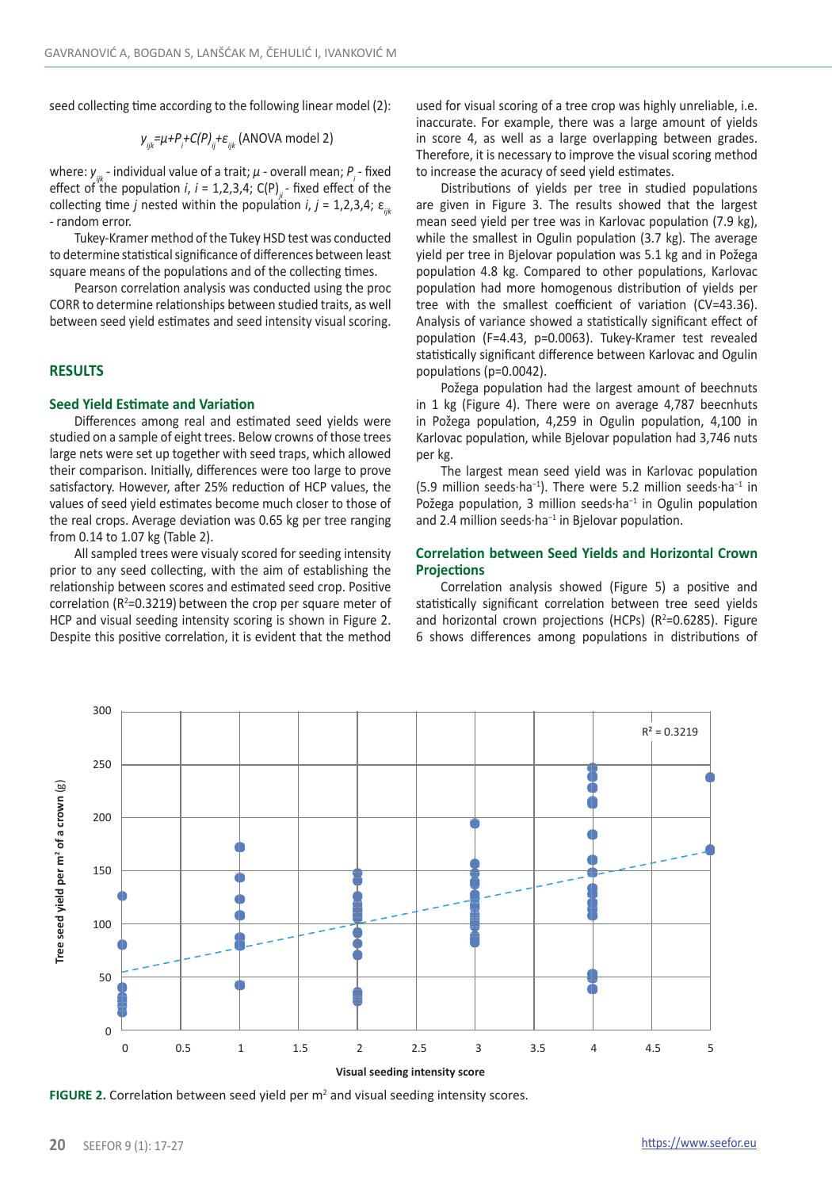seed collecting time according to the following linear model (2):

$$y_{ijk}=\mu+P_i+C(P)_{ij}+\varepsilon_{ijk} \text{ (ANOVA model 2)}$$

where: $y_{ijk}$ - individual value of a trait; $\mu$ - overall mean; $P_i$ - fixed effect of the population $i$, $i$ = 1,2,3,4; $C(P)_{ji}$ - fixed effect of the collecting time $j$ nested within the population $i$, $j$ = 1,2,3,4; $\varepsilon_{ijk}$ - random error.

Tukey-Kramer method of the Tukey HSD test was conducted to determine statistical significance of differences between least square means of the populations and of the collecting times.

Pearson correlation analysis was conducted using the proc CORR to determine relationships between studied traits, as well between seed yield estimates and seed intensity visual scoring.

## RESULTS

### Seed Yield Estimate and Variation

Differences among real and estimated seed yields were studied on a sample of eight trees. Below crowns of those trees large nets were set up together with seed traps, which allowed their comparison. Initially, differences were too large to prove satisfactory. However, after 25% reduction of HCP values, the values of seed yield estimates become much closer to those of the real crops. Average deviation was 0.65 kg per tree ranging from 0.14 to 1.07 kg (Table 2).

All sampled trees were visualy scored for seeding intensity prior to any seed collecting, with the aim of establishing the relationship between scores and estimated seed crop. Positive correlation ($R^2$=0.3219) between the crop per square meter of HCP and visual seeding intensity scoring is shown in Figure 2. Despite this positive correlation, it is evident that the method used for visual scoring of a tree crop was highly unreliable, i.e. inaccurate. For example, there was a large amount of yields in score 4, as well as a large overlapping between grades. Therefore, it is necessary to improve the visual scoring method to increase the acuracy of seed yield estimates.

Distributions of yields per tree in studied populations are given in Figure 3. The results showed that the largest mean seed yield per tree was in Karlovac population (7.9 kg), while the smallest in Ogulin population (3.7 kg). The average yield per tree in Bjelovar population was 5.1 kg and in Požega population 4.8 kg. Compared to other populations, Karlovac population had more homogenous distribution of yields per tree with the smallest coefficient of variation (CV=43.36). Analysis of variance showed a statistically significant effect of population (F=4.43, p=0.0063). Tukey-Kramer test revealed statistically significant difference between Karlovac and Ogulin populations (p=0.0042).

Požega population had the largest amount of beechnuts in 1 kg (Figure 4). There were on average 4,787 beechnuts in Požega population, 4,259 in Ogulin population, 4,100 in Karlovac population, while Bjelovar population had 3,746 nuts per kg.

The largest mean seed yield was in Karlovac population (5.9 million seeds·ha$^{-1}$). There were 5.2 million seeds·ha$^{-1}$ in Požega population, 3 million seeds·ha$^{-1}$ in Ogulin population and 2.4 million seeds·ha$^{-1}$ in Bjelovar population.

### Correlation between Seed Yields and Horizontal Crown Projections

Correlation analysis showed (Figure 5) a positive and statistically significant correlation between tree seed yields and horizontal crown projections (HCPs) ($R^2$=0.6285). Figure 6 shows differences among populations in distributions of

**FIGURE 2.** Correlation between seed yield per m$^2$ and visual seeding intensity scores.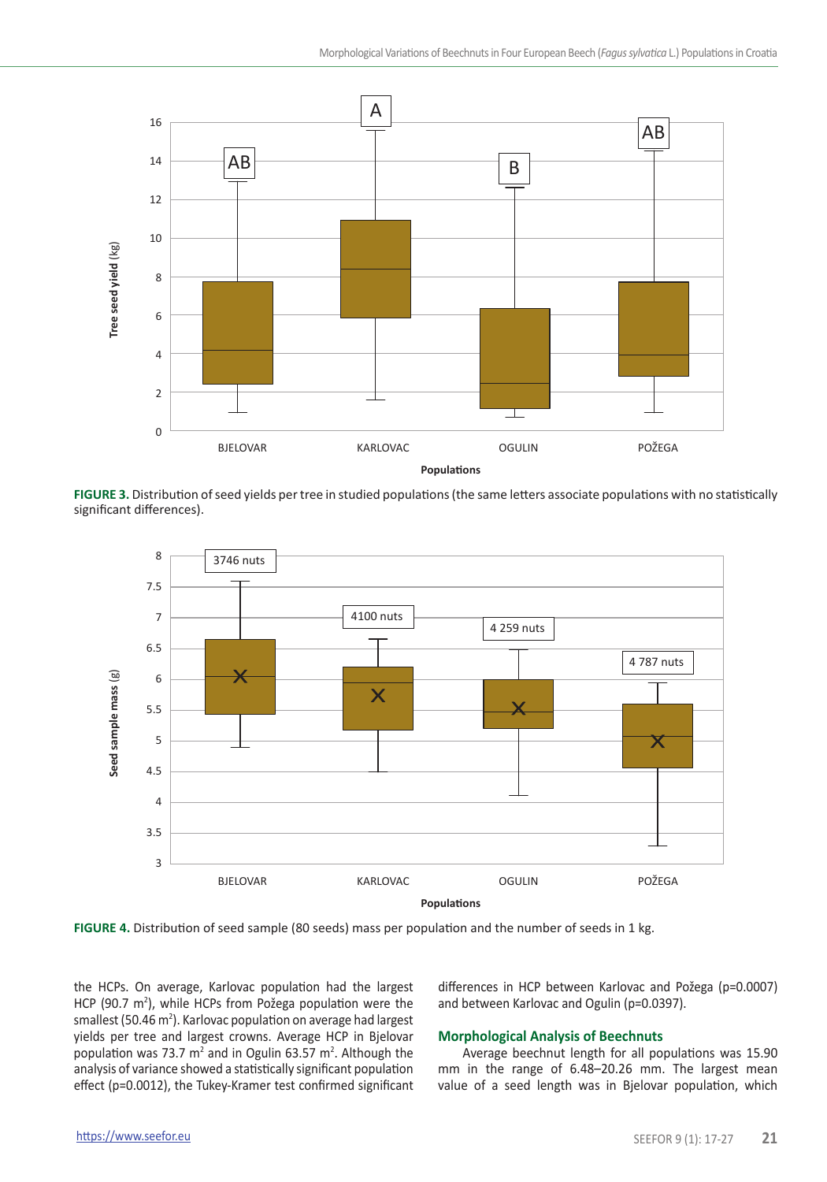FIGURE 3. Distribution of seed yields per tree in studied populations (the same letters associate populations with no statistically significant differences).

FIGURE 4. Distribution of seed sample (80 seeds) mass per population and the number of seeds in 1 kg.

the HCPs. On average, Karlovac population had the largest HCP (90.7 $m^2$), while HCPs from Požega population were the smallest (50.46 $m^2$). Karlovac population on average had largest yields per tree and largest crowns. Average HCP in Bjelovar population was 73.7 $m^2$ and in Ogulin 63.57 $m^2$. Although the analysis of variance showed a statistically significant population effect ($p=0.0012$), the Tukey-Kramer test confirmed significant differences in HCP between Karlovac and Požega ($p=0.0007$) and between Karlovac and Ogulin ($p=0.0397$).

## Morphological Analysis of Beechnuts

Average beechnut length for all populations was 15.90 mm in the range of 6.48–20.26 mm. The largest mean value of a seed length was in Bjelovar population, which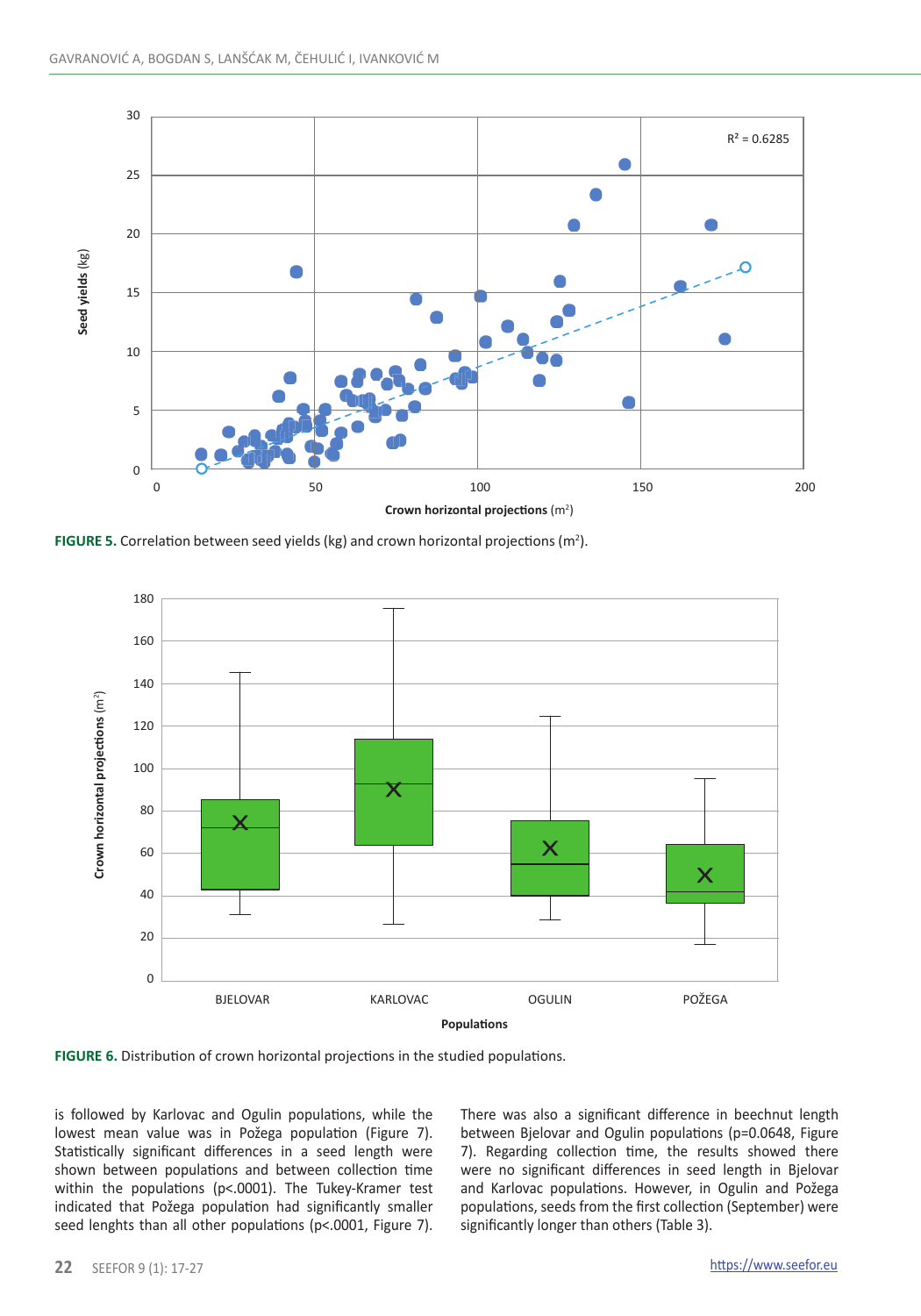**FIGURE 5.** Correlation between seed yields (kg) and crown horizontal projections ($m^2$).

**FIGURE 6.** Distribution of crown horizontal projections in the studied populations.

is followed by Karlovac and Ogulin populations, while the lowest mean value was in Požega population (Figure 7). Statistically significant differences in a seed length were shown between populations and between collection time within the populations ($p<.0001$). The Tukey-Kramer test indicated that Požega population had significantly smaller seed lenghts than all other populations ($p<.0001$, Figure 7).

There was also a significant difference in beechnut length between Bjelovar and Ogulin populations ($p=0.0648$, Figure 7). Regarding collection time, the results showed there were no significant differences in seed length in Bjelovar and Karlovac populations. However, in Ogulin and Požega populations, seeds from the first collection (September) were significantly longer than others (Table 3).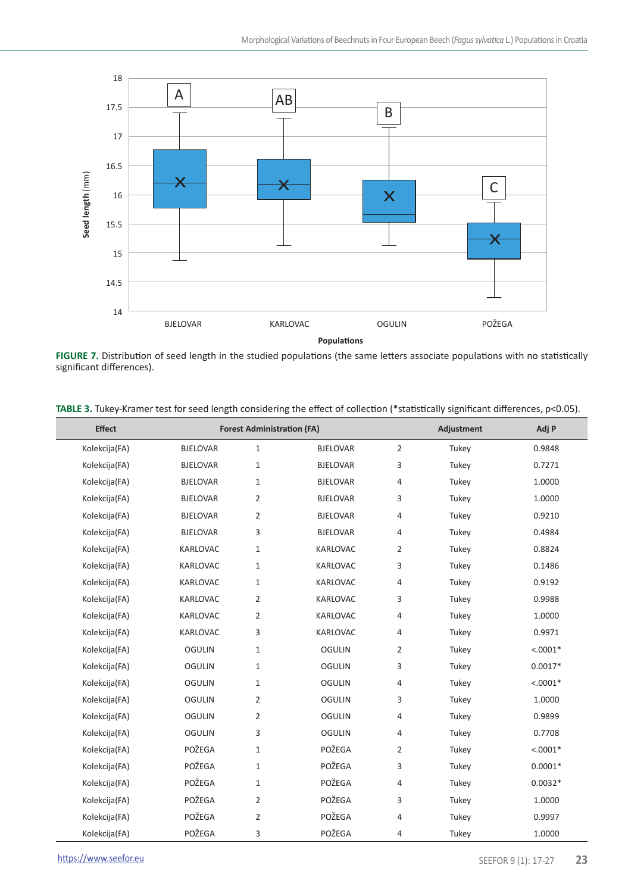FIGURE 7. Distribution of seed length in the studied populations (the same letters associate populations with no statistically significant differences).

TABLE 3. Tukey-Kramer test for seed length considering the effect of collection (*statistically significant differences, p<0.05).

| Effect | Forest Administration (FA) | | | | Adjustment | Adj P |
|---|---|---|---|---|---|---|
| Kolekcija(FA) | BJELOVAR | 1 | BJELOVAR | 2 | Tukey | 0.9848 |
| Kolekcija(FA) | BJELOVAR | 1 | BJELOVAR | 3 | Tukey | 0.7271 |
| Kolekcija(FA) | BJELOVAR | 1 | BJELOVAR | 4 | Tukey | 1.0000 |
| Kolekcija(FA) | BJELOVAR | 2 | BJELOVAR | 3 | Tukey | 1.0000 |
| Kolekcija(FA) | BJELOVAR | 2 | BJELOVAR | 4 | Tukey | 0.9210 |
| Kolekcija(FA) | BJELOVAR | 3 | BJELOVAR | 4 | Tukey | 0.4984 |
| Kolekcija(FA) | KARLOVAC | 1 | KARLOVAC | 2 | Tukey | 0.8824 |
| Kolekcija(FA) | KARLOVAC | 1 | KARLOVAC | 3 | Tukey | 0.1486 |
| Kolekcija(FA) | KARLOVAC | 1 | KARLOVAC | 4 | Tukey | 0.9192 |
| Kolekcija(FA) | KARLOVAC | 2 | KARLOVAC | 3 | Tukey | 0.9988 |
| Kolekcija(FA) | KARLOVAC | 2 | KARLOVAC | 4 | Tukey | 1.0000 |
| Kolekcija(FA) | KARLOVAC | 3 | KARLOVAC | 4 | Tukey | 0.9971 |
| Kolekcija(FA) | OGULIN | 1 | OGULIN | 2 | Tukey | <.0001* |
| Kolekcija(FA) | OGULIN | 1 | OGULIN | 3 | Tukey | 0.0017* |
| Kolekcija(FA) | OGULIN | 1 | OGULIN | 4 | Tukey | <.0001* |
| Kolekcija(FA) | OGULIN | 2 | OGULIN | 3 | Tukey | 1.0000 |
| Kolekcija(FA) | OGULIN | 2 | OGULIN | 4 | Tukey | 0.9899 |
| Kolekcija(FA) | OGULIN | 3 | OGULIN | 4 | Tukey | 0.7708 |
| Kolekcija(FA) | POŽEGA | 1 | POŽEGA | 2 | Tukey | <.0001* |
| Kolekcija(FA) | POŽEGA | 1 | POŽEGA | 3 | Tukey | 0.0001* |
| Kolekcija(FA) | POŽEGA | 1 | POŽEGA | 4 | Tukey | 0.0032* |
| Kolekcija(FA) | POŽEGA | 2 | POŽEGA | 3 | Tukey | 1.0000 |
| Kolekcija(FA) | POŽEGA | 2 | POŽEGA | 4 | Tukey | 0.9997 |
| Kolekcija(FA) | POŽEGA | 3 | POŽEGA | 4 | Tukey | 1.0000 |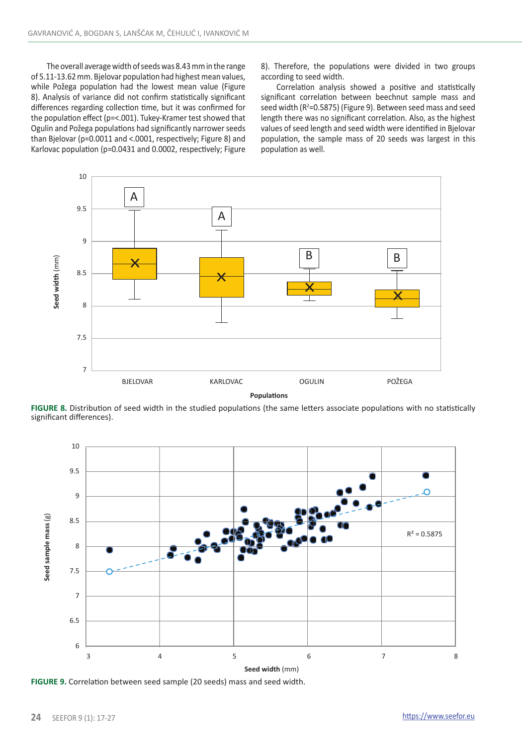The overall average width of seeds was 8.43 mm in the range of 5.11-13.62 mm. Bjelovar population had highest mean values, while Požega population had the lowest mean value (Figure 8). Analysis of variance did not confirm statistically significant differences regarding collection time, but it was confirmed for the population effect (p=<.001). Tukey-Kramer test showed that Ogulin and Požega populations had significantly narrower seeds than Bjelovar (p=0.0011 and <.0001, respectively; Figure 8) and Karlovac population (p=0.0431 and 0.0002, respectively; Figure 8). Therefore, the populations were divided in two groups according to seed width.

Correlation analysis showed a positive and statistically significant correlation between beechnut sample mass and seed width ($R^2$=0.5875) (Figure 9). Between seed mass and seed length there was no significant correlation. Also, as the highest values of seed length and seed width were identified in Bjelovar population, the sample mass of 20 seeds was largest in this population as well.

**FIGURE 8.** Distribution of seed width in the studied populations (the same letters associate populations with no statistically significant differences).

**FIGURE 9.** Correlation between seed sample (20 seeds) mass and seed width.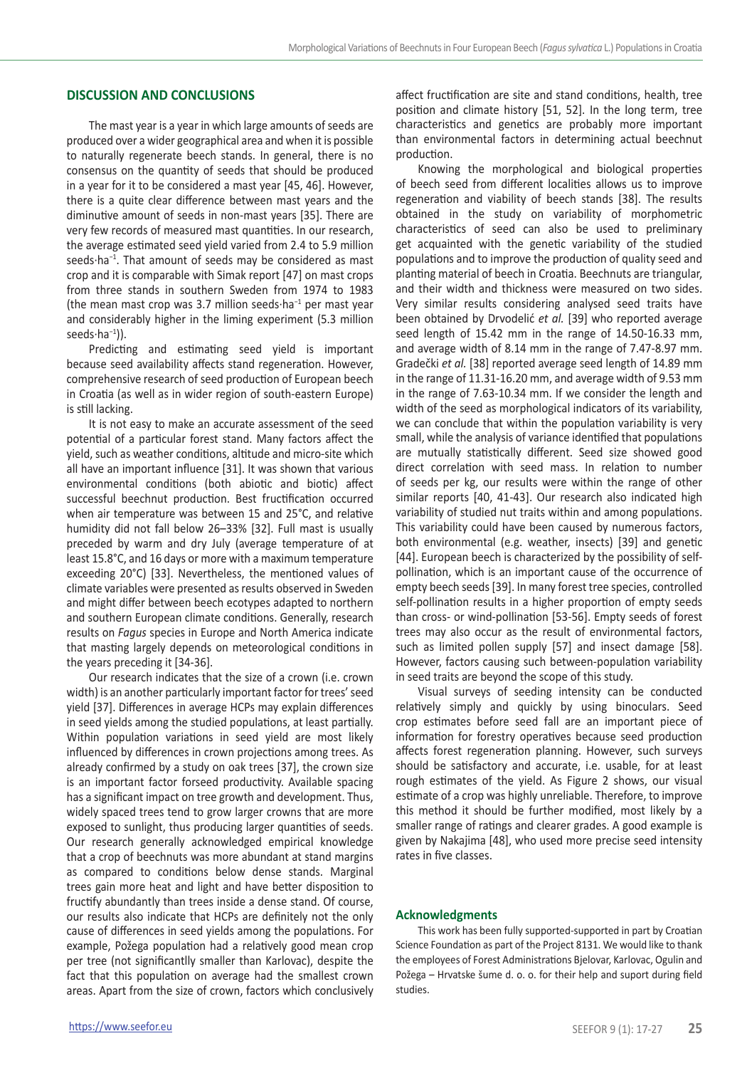## DISCUSSION AND CONCLUSIONS

The mast year is a year in which large amounts of seeds are produced over a wider geographical area and when it is possible to naturally regenerate beech stands. In general, there is no consensus on the quantity of seeds that should be produced in a year for it to be considered a mast year [45, 46]. However, there is a quite clear difference between mast years and the diminutive amount of seeds in non-mast years [35]. There are very few records of measured mast quantities. In our research, the average estimated seed yield varied from 2.4 to 5.9 million seeds·ha$^{-1}$. That amount of seeds may be considered as mast crop and it is comparable with Simak report [47] on mast crops from three stands in southern Sweden from 1974 to 1983 (the mean mast crop was 3.7 million seeds·ha$^{-1}$ per mast year and considerably higher in the liming experiment (5.3 million seeds·ha$^{-1}$)).

Predicting and estimating seed yield is important because seed availability affects stand regeneration. However, comprehensive research of seed production of European beech in Croatia (as well as in wider region of south-eastern Europe) is still lacking.

It is not easy to make an accurate assessment of the seed potential of a particular forest stand. Many factors affect the yield, such as weather conditions, altitude and micro-site which all have an important influence [31]. It was shown that various environmental conditions (both abiotic and biotic) affect successful beechnut production. Best fructification occurred when air temperature was between 15 and 25°C, and relative humidity did not fall below 26–33% [32]. Full mast is usually preceded by warm and dry July (average temperature of at least 15.8°C, and 16 days or more with a maximum temperature exceeding 20°C) [33]. Nevertheless, the mentioned values of climate variables were presented as results observed in Sweden and might differ between beech ecotypes adapted to northern and southern European climate conditions. Generally, research results on *Fagus* species in Europe and North America indicate that masting largely depends on meteorological conditions in the years preceding it [34-36].

Our research indicates that the size of a crown (i.e. crown width) is an another particularly important factor for trees' seed yield [37]. Differences in average HCPs may explain differences in seed yields among the studied populations, at least partially. Within population variations in seed yield are most likely influenced by differences in crown projections among trees. As already confirmed by a study on oak trees [37], the crown size is an important factor forseed productivity. Available spacing has a significant impact on tree growth and development. Thus, widely spaced trees tend to grow larger crowns that are more exposed to sunlight, thus producing larger quantities of seeds. Our research generally acknowledged empirical knowledge that a crop of beechnuts was more abundant at stand margins as compared to conditions below dense stands. Marginal trees gain more heat and light and have better disposition to fructify abundantly than trees inside a dense stand. Of course, our results also indicate that HCPs are definitely not the only cause of differences in seed yields among the populations. For example, Požega population had a relatively good mean crop per tree (not significantlly smaller than Karlovac), despite the fact that this population on average had the smallest crown areas. Apart from the size of crown, factors which conclusively affect fructification are site and stand conditions, health, tree position and climate history [51, 52]. In the long term, tree characteristics and genetics are probably more important than environmental factors in determining actual beechnut production.

Knowing the morphological and biological properties of beech seed from different localities allows us to improve regeneration and viability of beech stands [38]. The results obtained in the study on variability of morphometric characteristics of seed can also be used to preliminary get acquainted with the genetic variability of the studied populations and to improve the production of quality seed and planting material of beech in Croatia. Beechnuts are triangular, and their width and thickness were measured on two sides. Very similar results considering analysed seed traits have been obtained by Drvodelić *et al.* [39] who reported average seed length of 15.42 mm in the range of 14.50-16.33 mm, and average width of 8.14 mm in the range of 7.47-8.97 mm. Gradečki *et al.* [38] reported average seed length of 14.89 mm in the range of 11.31-16.20 mm, and average width of 9.53 mm in the range of 7.63-10.34 mm. If we consider the length and width of the seed as morphological indicators of its variability, we can conclude that within the population variability is very small, while the analysis of variance identified that populations are mutually statistically different. Seed size showed good direct correlation with seed mass. In relation to number of seeds per kg, our results were within the range of other similar reports [40, 41-43]. Our research also indicated high variability of studied nut traits within and among populations. This variability could have been caused by numerous factors, both environmental (e.g. weather, insects) [39] and genetic [44]. European beech is characterized by the possibility of self-pollination, which is an important cause of the occurrence of empty beech seeds [39]. In many forest tree species, controlled self-pollination results in a higher proportion of empty seeds than cross- or wind-pollination [53-56]. Empty seeds of forest trees may also occur as the result of environmental factors, such as limited pollen supply [57] and insect damage [58]. However, factors causing such between-population variability in seed traits are beyond the scope of this study.

Visual surveys of seeding intensity can be conducted relatively simply and quickly by using binoculars. Seed crop estimates before seed fall are an important piece of information for forestry operatives because seed production affects forest regeneration planning. However, such surveys should be satisfactory and accurate, i.e. usable, for at least rough estimates of the yield. As Figure 2 shows, our visual estimate of a crop was highly unreliable. Therefore, to improve this method it should be further modified, most likely by a smaller range of ratings and clearer grades. A good example is given by Nakajima [48], who used more precise seed intensity rates in five classes.

### Acknowledgments

This work has been fully supported-supported in part by Croatian Science Foundation as part of the Project 8131. We would like to thank the employees of Forest Administrations Bjelovar, Karlovac, Ogulin and Požega – Hrvatske šume d. o. o. for their help and suport during field studies.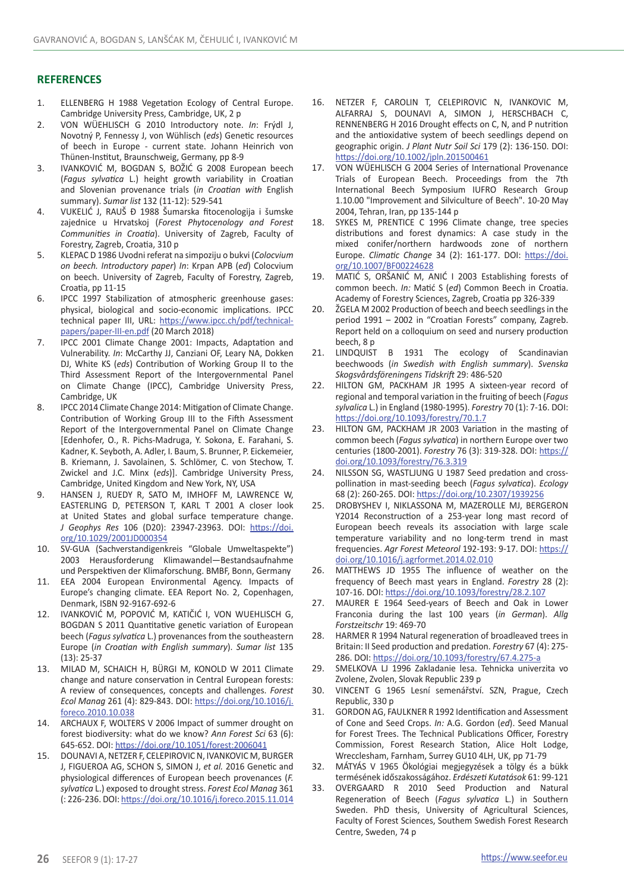## REFERENCES

1. ELLENBERG H 1988 Vegetation Ecology of Central Europe. Cambridge University Press, Cambridge, UK, 2 p
2. VON WÜEHLISCH G 2010 Introductory note. *In*: Frýdl J, Novotný P, Fennessy J, von Wühlisch (*eds*) Genetic resources of beech in Europe - current state. Johann Heinrich von Thünen-Institut, Braunschweig, Germany, pp 8-9
3. IVANKOVIĆ M, BOGDAN S, BOŽIĆ G 2008 European beech (*Fagus sylvatica* L.) height growth variability in Croatian and Slovenian provenance trials (*in Croatian with* English summary). *Sumar list* 132 (11-12): 529-541
4. VUKELIĆ J, RAUŠ Đ 1988 Šumarska fitocenologija i šumske zajednice u Hrvatskoj (*Forest Phytocenology and Forest Communities in Croatia*). University of Zagreb, Faculty of Forestry, Zagreb, Croatia, 310 p
5. KLEPAC D 1986 Uvodni referat na simpoziju o bukvi (*Colocvium on beech. Introductory paper*) *In*: Krpan APB (*ed*) Colocvium on beech. University of Zagreb, Faculty of Forestry, Zagreb, Croatia, pp 11-15
6. IPCC 1997 Stabilization of atmospheric greenhouse gases: physical, biological and socio-economic implications. IPCC technical paper III, URL: https://www.ipcc.ch/pdf/technical-papers/paper-III-en.pdf (20 March 2018)
7. IPCC 2001 Climate Change 2001: Impacts, Adaptation and Vulnerability. *In*: McCarthy JJ, Canziani OF, Leary NA, Dokken DJ, White KS (*eds*) Contribution of Working Group II to the Third Assessment Report of the Intergovernmental Panel on Climate Change (IPCC), Cambridge University Press, Cambridge, UK
8. IPCC 2014 Climate Change 2014: Mitigation of Climate Change. Contribution of Working Group III to the Fifth Assessment Report of the Intergovernmental Panel on Climate Change [Edenhofer, O., R. Pichs-Madruga, Y. Sokona, E. Farahani, S. Kadner, K. Seyboth, A. Adler, I. Baum, S. Brunner, P. Eickemeier, B. Kriemann, J. Savolainen, S. Schlömer, C. von Stechow, T. Zwickel and J.C. Minx (*eds*)]. Cambridge University Press, Cambridge, United Kingdom and New York, NY, USA
9. HANSEN J, RUEDY R, SATO M, IMHOFF M, LAWRENCE W, EASTERLING D, PETERSON T, KARL T 2001 A closer look at United States and global surface temperature change. *J Geophys Res* 106 (D20): 23947-23963. DOI: https://doi.org/10.1029/2001JD000354
10. SV-GUA (Sachverstandigenkreis "Globale Umweltaspekte") 2003 Herausforderung Klimawandel—Bestandsaufnahme und Perspektiven der Klimaforschung. BMBF, Bonn, Germany
11. EEA 2004 European Environmental Agency. Impacts of Europe's changing climate. EEA Report No. 2, Copenhagen, Denmark, ISBN 92-9167-692-6
12. IVANKOVIĆ M, POPOVIĆ M, KATIČIĆ I, VON WUEHLISCH G, BOGDAN S 2011 Quantitative genetic variation of European beech (*Fagus sylvatica* L.) provenances from the southeastern Europe (*in Croatian with English summary*). *Sumar list* 135 (13): 25-37
13. MILAD M, SCHAICH H, BÜRGI M, KONOLD W 2011 Climate change and nature conservation in Central European forests: A review of consequences, concepts and challenges. *Forest Ecol Manag* 261 (4): 829-843. DOI: https://doi.org/10.1016/j.foreco.2010.10.038
14. ARCHAUX F, WOLTERS V 2006 Impact of summer drought on forest biodiversity: what do we know? *Ann Forest Sci* 63 (6): 645-652. DOI: https://doi.org/10.1051/forest:2006041
15. DOUNAVI A, NETZER F, CELEPIROVIC N, IVANKOVIC M, BURGER J, FIGUEROA AG, SCHON S, SIMON J, *et al.* 2016 Genetic and physiological differences of European beech provenances (*F. sylvatica* L.) exposed to drought stress. *Forest Ecol Manag* 361 (: 226-236. DOI: https://doi.org/10.1016/j.foreco.2015.11.014
16. NETZER F, CAROLIN T, CELEPIROVIC N, IVANKOVIC M, ALFARRAJ S, DOUNAVI A, SIMON J, HERSCHBACH C, RENNENBERG H 2016 Drought effects on C, N, and P nutrition and the antioxidative system of beech seedlings depend on geographic origin. *J Plant Nutr Soil Sci* 179 (2): 136-150. DOI: https://doi.org/10.1002/jpln.201500461
17. VON WÜEHLISCH G 2004 Series of International Provenance Trials of European Beech. Proceedings from the 7th International Beech Symposium IUFRO Research Group 1.10.00 "Improvement and Silviculture of Beech". 10-20 May 2004, Tehran, Iran, pp 135-144 p
18. SYKES M, PRENTICE C 1996 Climate change, tree species distributions and forest dynamics: A case study in the mixed conifer/northern hardwoods zone of northern Europe. *Climatic Change* 34 (2): 161-177. DOI: https://doi.org/10.1007/BF00224628
19. MATIĆ S, ORŠANIĆ M, ANIĆ I 2003 Establishing forests of common beech. *In:* Matić S (*ed*) Common Beech in Croatia. Academy of Forestry Sciences, Zagreb, Croatia pp 326-339
20. ŽGELA M 2002 Production of beech and beech seedlings in the period 1991 – 2002 in "Croatian Forests" company, Zagreb. Report held on a colloquium on seed and nursery production beech, 8 p
21. LINDQUIST B 1931 The ecology of Scandinavian beechwoods (*in Swedish with English summary*). *Svenska Skogsvårdsföreningens Tidskrift* 29: 486-520
22. HILTON GM, PACKHAM JR 1995 A sixteen-year record of regional and temporal variation in the fruiting of beech (*Fagus sylvalica* L.) in England (1980-1995). *Forestry* 70 (1): 7-16. DOI: https://doi.org/10.1093/forestry/70.1.7
23. HILTON GM, PACKHAM JR 2003 Variation in the masting of common beech (*Fagus sylvatica*) in northern Europe over two centuries (1800-2001). *Forestry* 76 (3): 319-328. DOI: https://doi.org/10.1093/forestry/76.3.319
24. NILSSON SG, WASTLJUNG U 1987 Seed predation and cross-pollination in mast-seeding beech (*Fagus sylvatica*). *Ecology* 68 (2): 260-265. DOI: https://doi.org/10.2307/1939256
25. DROBYSHEV I, NIKLASSONA M, MAZEROLLE MJ, BERGERON Y2014 Reconstruction of a 253-year long mast record of European beech reveals its association with large scale temperature variability and no long-term trend in mast frequencies. *Agr Forest Meteorol* 192-193: 9-17. DOI: https://doi.org/10.1016/j.agrformet.2014.02.010
26. MATTHEWS JD 1955 The influence of weather on the frequency of Beech mast years in England. *Forestry* 28 (2): 107-16. DOI: https://doi.org/10.1093/forestry/28.2.107
27. MAURER E 1964 Seed-years of Beech and Oak in Lower Franconia during the last 100 years (*in German*). *Allg Forstzeitschr* 19: 469-70
28. HARMER R 1994 Natural regeneration of broadleaved trees in Britain: II Seed production and predation. *Forestry* 67 (4): 275-286. DOI: https://doi.org/10.1093/forestry/67.4.275-a
29. SMELKOVA LJ 1996 Zakladanie lesa. Tehnicka univerzita vo Zvolene, Zvolen, Slovak Republic 239 p
30. VINCENT G 1965 Lesní semenářství. SZN, Prague, Czech Republic, 330 p
31. GORDON AG, FAULKNER R 1992 Identification and Assessment of Cone and Seed Crops. *In:* A.G. Gordon (*ed*). Seed Manual for Forest Trees. The Technical Publications Officer, Forestry Commission, Forest Research Station, Alice Holt Lodge, Wrecclesham, Farnham, Surrey GU10 4LH, UK, pp 71-79
32. MÁTYÁS V 1965 Ökológiai megjegyzések a tölgy és a bükk termésének időszakosságához. *Erdészeti Kutatások* 61: 99-121
33. OVERGAARD R 2010 Seed Production and Natural Regeneration of Beech (*Fagus sylvatica* L.) in Southern Sweden. PhD thesis, University of Agricultural Sciences, Faculty of Forest Sciences, Southern Swedish Forest Research Centre, Sweden, 74 p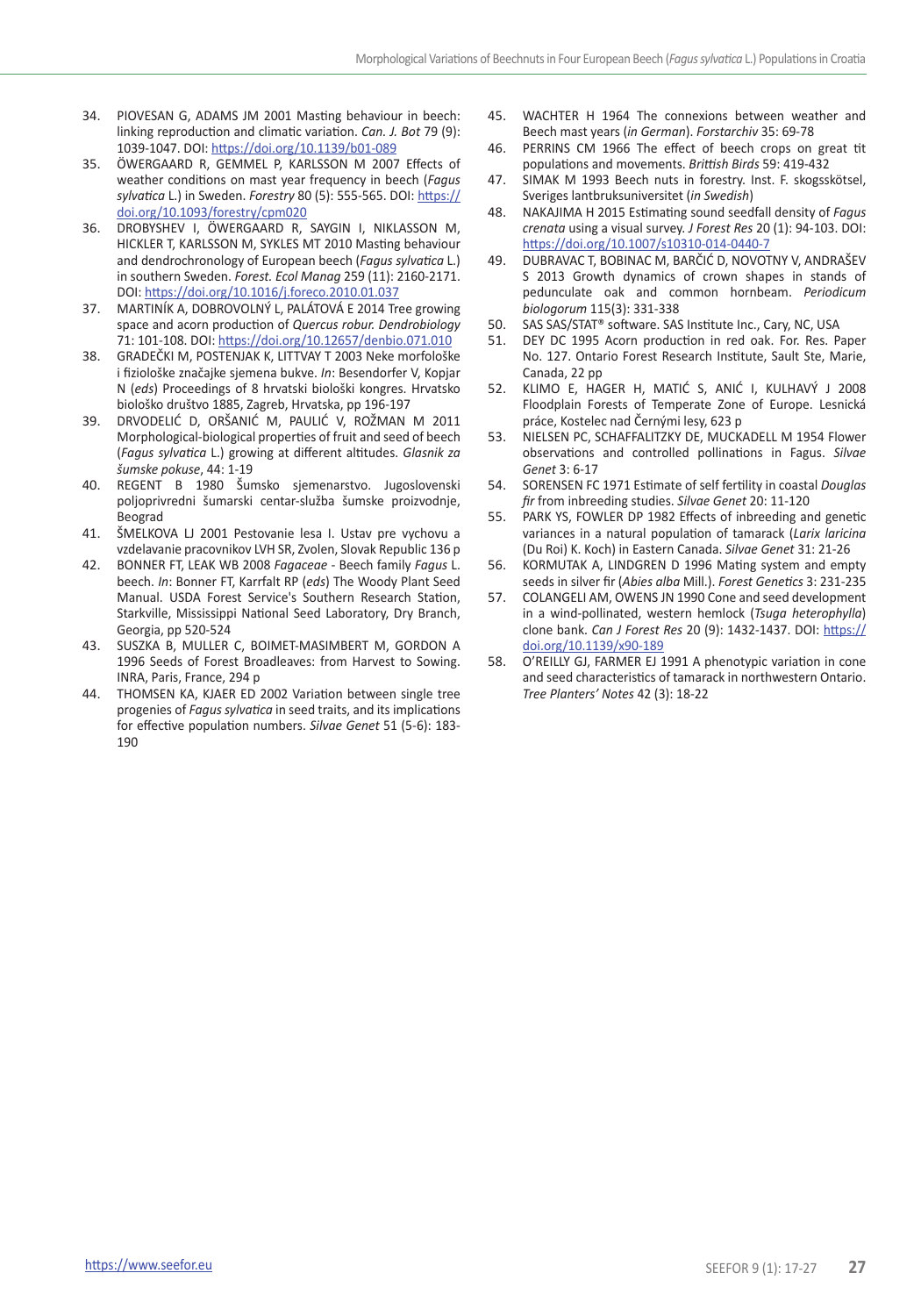34. PIOVESAN G, ADAMS JM 2001 Masting behaviour in beech: linking reproduction and climatic variation. *Can. J. Bot* 79 (9): 1039-1047. DOI: https://doi.org/10.1139/b01-089
35. ÖWERGAARD R, GEMMEL P, KARLSSON M 2007 Effects of weather conditions on mast year frequency in beech (*Fagus sylvatica* L.) in Sweden. *Forestry* 80 (5): 555-565. DOI: https://doi.org/10.1093/forestry/cpm020
36. DROBYSHEV I, ÖWERGAARD R, SAYGIN I, NIKLASSON M, HICKLER T, KARLSSON M, SYKLES MT 2010 Masting behaviour and dendrochronology of European beech (*Fagus sylvatica* L.) in southern Sweden. *Forest. Ecol Manag* 259 (11): 2160-2171. DOI: https://doi.org/10.1016/j.foreco.2010.01.037
37. MARTINÍK A, DOBROVOLNÝ L, PALÁTOVÁ E 2014 Tree growing space and acorn production of *Quercus robur. Dendrobiology* 71: 101-108. DOI: https://doi.org/10.12657/denbio.071.010
38. GRADEČKI M, POSTENJAK K, LITTVAY T 2003 Neke morfološke i fiziološke značajke sjemena bukve. *In*: Besendorfer V, Kopjar N (*eds*) Proceedings of 8 hrvatski biološki kongres. Hrvatsko biološko društvo 1885, Zagreb, Hrvatska, pp 196-197
39. DRVODELIĆ D, ORŠANIĆ M, PAULIĆ V, ROŽMAN M 2011 Morphological-biological properties of fruit and seed of beech (*Fagus sylvatica* L.) growing at different altitudes. *Glasnik za šumske pokuse*, 44: 1-19
40. REGENT B 1980 Šumsko sjemenarstvo. Jugoslovenski poljoprivredni šumarski centar-služba šumske proizvodnje, Beograd
41. ŠMELKOVA LJ 2001 Pestovanie lesa I. Ustav pre vychovu a vzdelavanie pracovnikov LVH SR, Zvolen, Slovak Republic 136 p
42. BONNER FT, LEAK WB 2008 *Fagaceae* - Beech family *Fagus* L. beech. *In*: Bonner FT, Karrfalt RP (*eds*) The Woody Plant Seed Manual. USDA Forest Service's Southern Research Station, Starkville, Mississippi National Seed Laboratory, Dry Branch, Georgia, pp 520-524
43. SUSZKA B, MULLER C, BOIMET-MASIMBERT M, GORDON A 1996 Seeds of Forest Broadleaves: from Harvest to Sowing. INRA, Paris, France, 294 p
44. THOMSEN KA, KJAER ED 2002 Variation between single tree progenies of *Fagus sylvatica* in seed traits, and its implications for effective population numbers. *Silvae Genet* 51 (5-6): 183-190
45. WACHTER H 1964 The connexions between weather and Beech mast years (*in German*). *Forstarchiv* 35: 69-78
46. PERRINS CM 1966 The effect of beech crops on great tit populations and movements. *Brittish Birds* 59: 419-432
47. SIMAK M 1993 Beech nuts in forestry. Inst. F. skogsskötsel, Sveriges lantbruksuniversitet (*in Swedish*)
48. NAKAJIMA H 2015 Estimating sound seedfall density of *Fagus crenata* using a visual survey. *J Forest Res* 20 (1): 94-103. DOI: https://doi.org/10.1007/s10310-014-0440-7
49. DUBRAVAC T, BOBINAC M, BARČIĆ D, NOVOTNY V, ANDRAŠEV S 2013 Growth dynamics of crown shapes in stands of pedunculate oak and common hornbeam. *Periodicum biologorum* 115(3): 331-338
50. SAS SAS/STAT® software. SAS Institute Inc., Cary, NC, USA
51. DEY DC 1995 Acorn production in red oak. For. Res. Paper No. 127. Ontario Forest Research Institute, Sault Ste, Marie, Canada, 22 pp
52. KLIMO E, HAGER H, MATIĆ S, ANIĆ I, KULHAVÝ J 2008 Floodplain Forests of Temperate Zone of Europe. Lesnická práce, Kostelec nad Černými lesy, 623 p
53. NIELSEN PC, SCHAFFALITZKY DE, MUCKADELL M 1954 Flower observations and controlled pollinations in Fagus. *Silvae Genet* 3: 6-17
54. SORENSEN FC 1971 Estimate of self fertility in coastal *Douglas fir* from inbreeding studies. *Silvae Genet* 20: 11-120
55. PARK YS, FOWLER DP 1982 Effects of inbreeding and genetic variances in a natural population of tamarack (*Larix laricina* (Du Roi) K. Koch) in Eastern Canada. *Silvae Genet* 31: 21-26
56. KORMUTAK A, LINDGREN D 1996 Mating system and empty seeds in silver fir (*Abies alba* Mill.). *Forest Genetics* 3: 231-235
57. COLANGELI AM, OWENS JN 1990 Cone and seed development in a wind-pollinated, western hemlock (*Tsuga heterophylla*) clone bank. *Can J Forest Res* 20 (9): 1432-1437. DOI: https://doi.org/10.1139/x90-189
58. O'REILLY GJ, FARMER EJ 1991 A phenotypic variation in cone and seed characteristics of tamarack in northwestern Ontario. *Tree Planters' Notes* 42 (3): 18-22